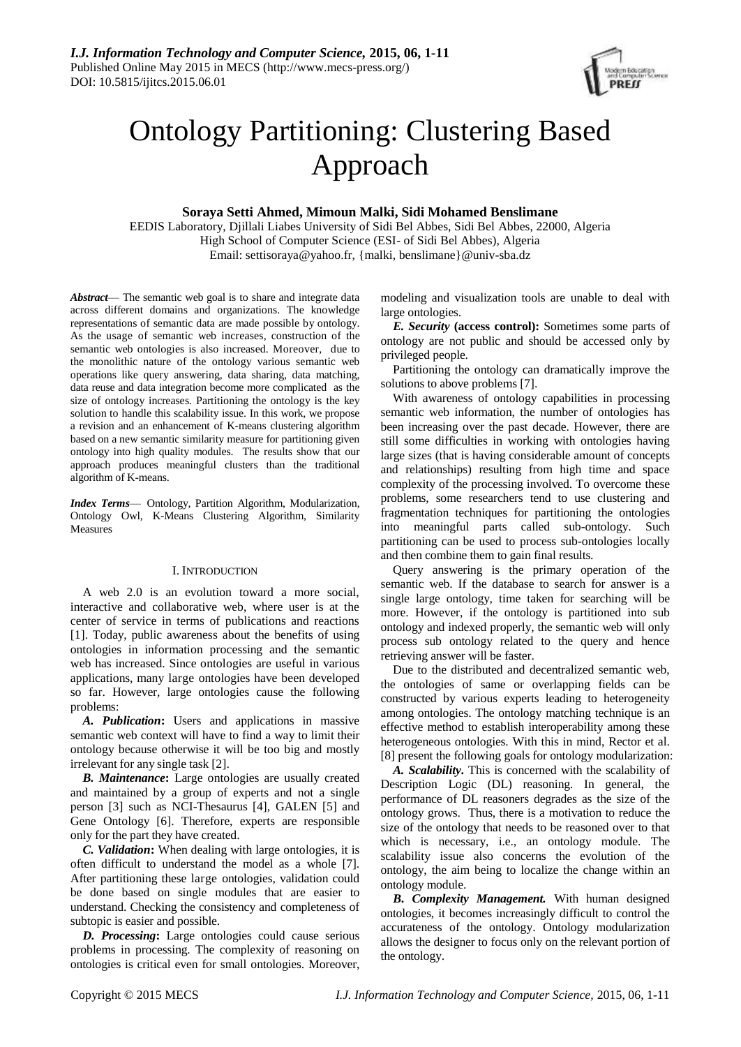# Ontology Partitioning: Clustering Based Approach

**Soraya Setti Ahmed, Mimoun Malki, Sidi Mohamed Benslimane**

EEDIS Laboratory, Djillali Liabes University of Sidi Bel Abbes, Sidi Bel Abbes, 22000, Algeria
High School of Computer Science (ESI- of Sidi Bel Abbes), Algeria
Email: settisoraya@yahoo.fr, {malki, benslimane}@univ-sba.dz

***Abstract*** — The semantic web goal is to share and integrate data across different domains and organizations. The knowledge representations of semantic data are made possible by ontology. As the usage of semantic web increases, construction of the semantic web ontologies is also increased. Moreover, due to the monolithic nature of the ontology various semantic web operations like query answering, data sharing, data matching, data reuse and data integration become more complicated as the size of ontology increases. Partitioning the ontology is the key solution to handle this scalability issue. In this work, we propose a revision and an enhancement of K-means clustering algorithm based on a new semantic similarity measure for partitioning given ontology into high quality modules. The results show that our approach produces meaningful clusters than the traditional algorithm of K-means.

***Index Terms*** — Ontology, Partition Algorithm, Modularization, Ontology Owl, K-Means Clustering Algorithm, Similarity Measures

## I. Introduction

A web 2.0 is an evolution toward a more social, interactive and collaborative web, where user is at the center of service in terms of publications and reactions [1]. Today, public awareness about the benefits of using ontologies in information processing and the semantic web has increased. Since ontologies are useful in various applications, many large ontologies have been developed so far. However, large ontologies cause the following problems:

***A. Publication*:** Users and applications in massive semantic web context will have to find a way to limit their ontology because otherwise it will be too big and mostly irrelevant for any single task [2].

***B. Maintenance*:** Large ontologies are usually created and maintained by a group of experts and not a single person [3] such as NCI-Thesaurus [4], GALEN [5] and Gene Ontology [6]. Therefore, experts are responsible only for the part they have created.

***C. Validation*:** When dealing with large ontologies, it is often difficult to understand the model as a whole [7]. After partitioning these large ontologies, validation could be done based on single modules that are easier to understand. Checking the consistency and completeness of subtopic is easier and possible.

***D. Processing*:** Large ontologies could cause serious problems in processing. The complexity of reasoning on ontologies is critical even for small ontologies. Moreover, modeling and visualization tools are unable to deal with large ontologies.

***E. Security* (access control):** Sometimes some parts of ontology are not public and should be accessed only by privileged people.

Partitioning the ontology can dramatically improve the solutions to above problems [7].

With awareness of ontology capabilities in processing semantic web information, the number of ontologies has been increasing over the past decade. However, there are still some difficulties in working with ontologies having large sizes (that is having considerable amount of concepts and relationships) resulting from high time and space complexity of the processing involved. To overcome these problems, some researchers tend to use clustering and fragmentation techniques for partitioning the ontologies into meaningful parts called sub-ontology. Such partitioning can be used to process sub-ontologies locally and then combine them to gain final results.

Query answering is the primary operation of the semantic web. If the database to search for answer is a single large ontology, time taken for searching will be more. However, if the ontology is partitioned into sub ontology and indexed properly, the semantic web will only process sub ontology related to the query and hence retrieving answer will be faster.

Due to the distributed and decentralized semantic web, the ontologies of same or overlapping fields can be constructed by various experts leading to heterogeneity among ontologies. The ontology matching technique is an effective method to establish interoperability among these heterogeneous ontologies. With this in mind, Rector et al. [8] present the following goals for ontology modularization:

***A. Scalability.*** This is concerned with the scalability of Description Logic (DL) reasoning. In general, the performance of DL reasoners degrades as the size of the ontology grows. Thus, there is a motivation to reduce the size of the ontology that needs to be reasoned over to that which is necessary, i.e., an ontology module. The scalability issue also concerns the evolution of the ontology, the aim being to localize the change within an ontology module.

***B. Complexity Management.*** With human designed ontologies, it becomes increasingly difficult to control the accurateness of the ontology. Ontology modularization allows the designer to focus only on the relevant portion of the ontology.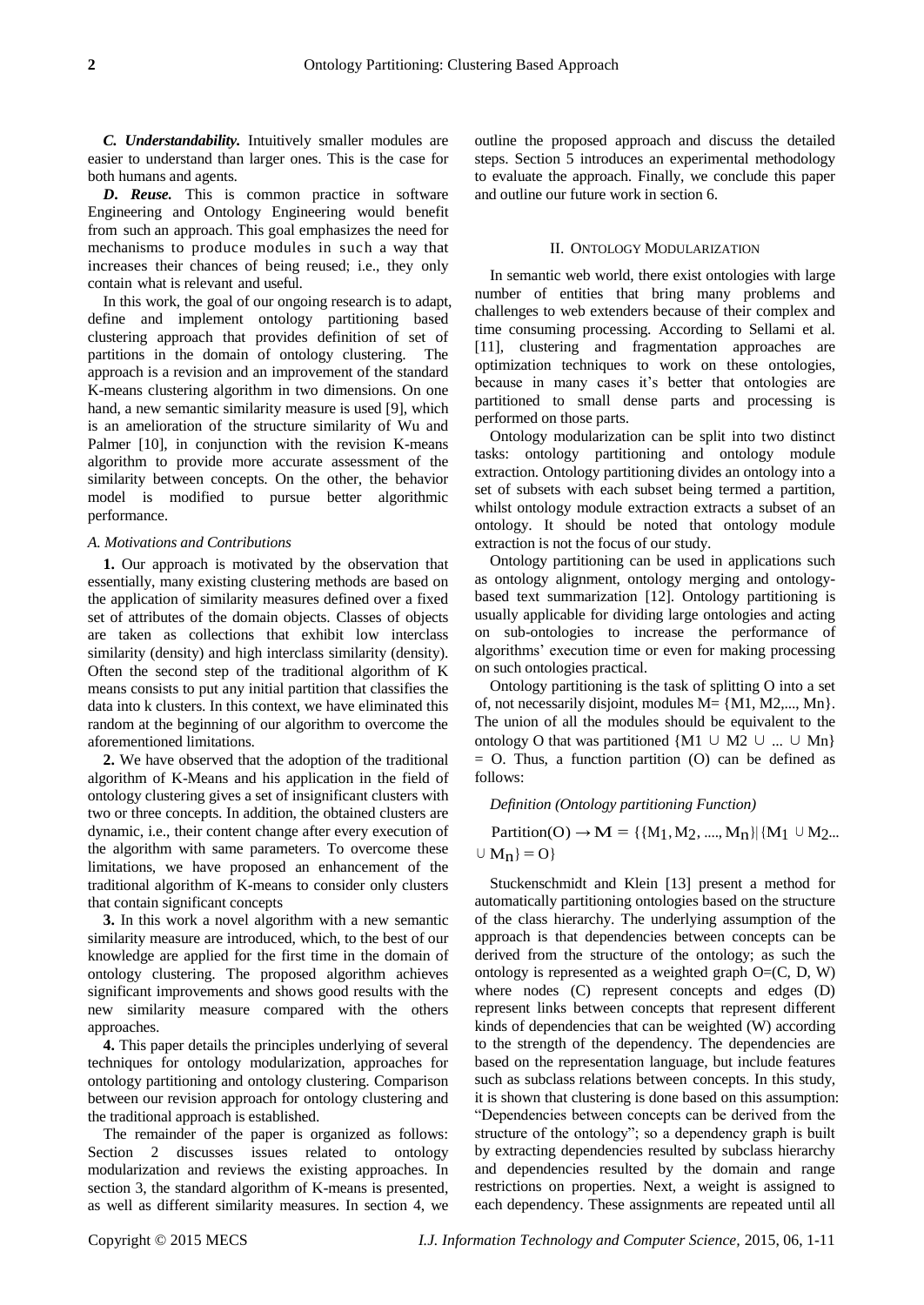***C. Understandability.*** Intuitively smaller modules are easier to understand than larger ones. This is the case for both humans and agents.

***D. Reuse.*** This is common practice in software Engineering and Ontology Engineering would benefit from such an approach. This goal emphasizes the need for mechanisms to produce modules in such a way that increases their chances of being reused; i.e., they only contain what is relevant and useful.

In this work, the goal of our ongoing research is to adapt, define and implement ontology partitioning based clustering approach that provides definition of set of partitions in the domain of ontology clustering. The approach is a revision and an improvement of the standard K-means clustering algorithm in two dimensions. On one hand, a new semantic similarity measure is used [9], which is an amelioration of the structure similarity of Wu and Palmer [10], in conjunction with the revision K-means algorithm to provide more accurate assessment of the similarity between concepts. On the other, the behavior model is modified to pursue better algorithmic performance.

### *A. Motivations and Contributions*

**1.** Our approach is motivated by the observation that essentially, many existing clustering methods are based on the application of similarity measures defined over a fixed set of attributes of the domain objects. Classes of objects are taken as collections that exhibit low interclass similarity (density) and high interclass similarity (density). Often the second step of the traditional algorithm of K means consists to put any initial partition that classifies the data into k clusters. In this context, we have eliminated this random at the beginning of our algorithm to overcome the aforementioned limitations.

**2.** We have observed that the adoption of the traditional algorithm of K-Means and his application in the field of ontology clustering gives a set of insignificant clusters with two or three concepts. In addition, the obtained clusters are dynamic, i.e., their content change after every execution of the algorithm with same parameters. To overcome these limitations, we have proposed an enhancement of the traditional algorithm of K-means to consider only clusters that contain significant concepts

**3.** In this work a novel algorithm with a new semantic similarity measure are introduced, which, to the best of our knowledge are applied for the first time in the domain of ontology clustering. The proposed algorithm achieves significant improvements and shows good results with the new similarity measure compared with the others approaches.

**4.** This paper details the principles underlying of several techniques for ontology modularization, approaches for ontology partitioning and ontology clustering. Comparison between our revision approach for ontology clustering and the traditional approach is established.

The remainder of the paper is organized as follows: Section 2 discusses issues related to ontology modularization and reviews the existing approaches. In section 3, the standard algorithm of K-means is presented, as well as different similarity measures. In section 4, we outline the proposed approach and discuss the detailed steps. Section 5 introduces an experimental methodology to evaluate the approach. Finally, we conclude this paper and outline our future work in section 6.

## II. ONTOLOGY MODULARIZATION

In semantic web world, there exist ontologies with large number of entities that bring many problems and challenges to web extenders because of their complex and time consuming processing. According to Sellami et al. [11], clustering and fragmentation approaches are optimization techniques to work on these ontologies, because in many cases it's better that ontologies are partitioned to small dense parts and processing is performed on those parts.

Ontology modularization can be split into two distinct tasks: ontology partitioning and ontology module extraction. Ontology partitioning divides an ontology into a set of subsets with each subset being termed a partition, whilst ontology module extraction extracts a subset of an ontology. It should be noted that ontology module extraction is not the focus of our study.

Ontology partitioning can be used in applications such as ontology alignment, ontology merging and ontology-based text summarization [12]. Ontology partitioning is usually applicable for dividing large ontologies and acting on sub-ontologies to increase the performance of algorithms' execution time or even for making processing on such ontologies practical.

Ontology partitioning is the task of splitting O into a set of, not necessarily disjoint, modules M= {M1, M2,..., Mn}. The union of all the modules should be equivalent to the ontology O that was partitioned {M1 ∪ M2 ∪ ... ∪ Mn} = O. Thus, a function partition (O) can be defined as follows:

*Definition (Ontology partitioning Function)*

$$\text{Partition}(O) \rightarrow M = \{\{M_1, M_2, ...., M_n\} | \{M_1 \cup M_2 ... \cup M_n\} = O\}$$

Stuckenschmidt and Klein [13] present a method for automatically partitioning ontologies based on the structure of the class hierarchy. The underlying assumption of the approach is that dependencies between concepts can be derived from the structure of the ontology; as such the ontology is represented as a weighted graph O=(C, D, W) where nodes (C) represent concepts and edges (D) represent links between concepts that represent different kinds of dependencies that can be weighted (W) according to the strength of the dependency. The dependencies are based on the representation language, but include features such as subclass relations between concepts. In this study, it is shown that clustering is done based on this assumption: "Dependencies between concepts can be derived from the structure of the ontology"; so a dependency graph is built by extracting dependencies resulted by subclass hierarchy and dependencies resulted by the domain and range restrictions on properties. Next, a weight is assigned to each dependency. These assignments are repeated until all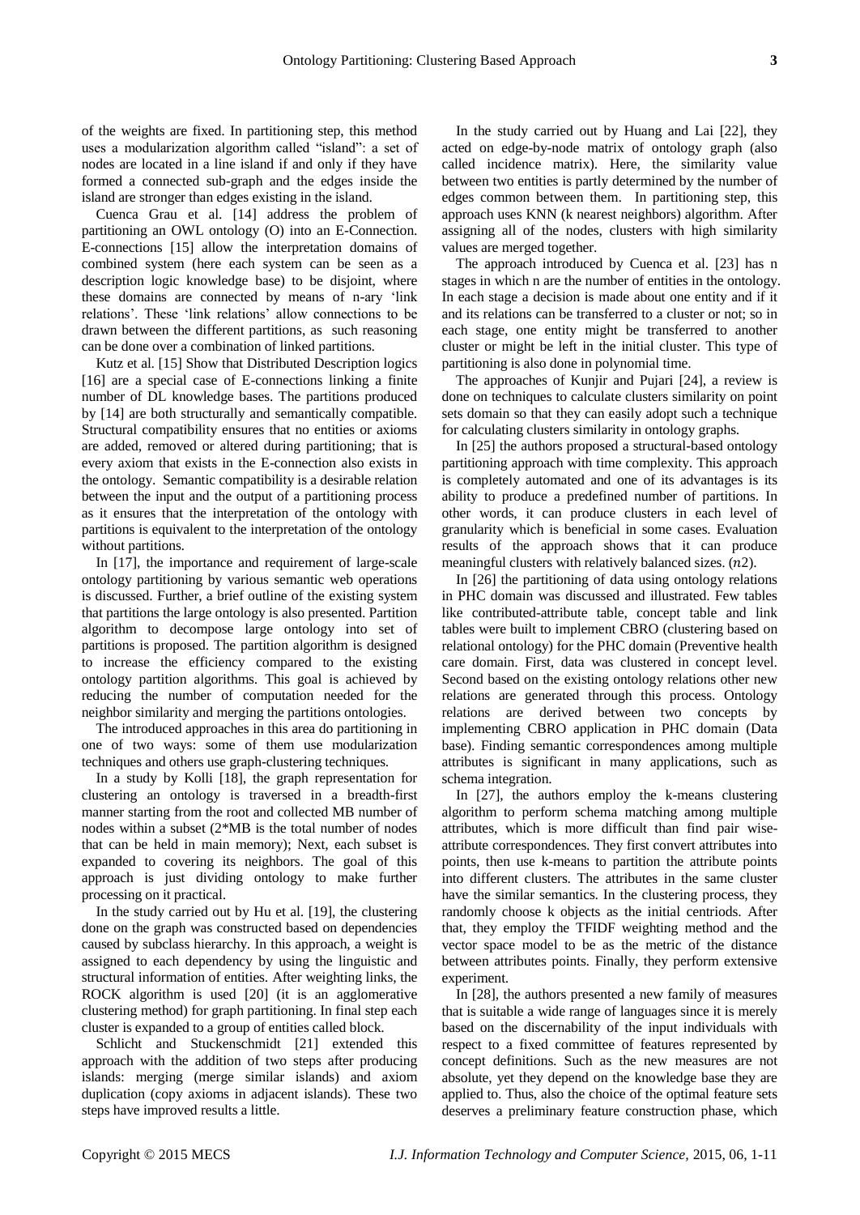of the weights are fixed. In partitioning step, this method uses a modularization algorithm called "island": a set of nodes are located in a line island if and only if they have formed a connected sub-graph and the edges inside the island are stronger than edges existing in the island.

Cuenca Grau et al. [14] address the problem of partitioning an OWL ontology (O) into an E-Connection. E-connections [15] allow the interpretation domains of combined system (here each system can be seen as a description logic knowledge base) to be disjoint, where these domains are connected by means of n-ary 'link relations'. These 'link relations' allow connections to be drawn between the different partitions, as such reasoning can be done over a combination of linked partitions.

Kutz et al. [15] Show that Distributed Description logics [16] are a special case of E-connections linking a finite number of DL knowledge bases. The partitions produced by [14] are both structurally and semantically compatible. Structural compatibility ensures that no entities or axioms are added, removed or altered during partitioning; that is every axiom that exists in the E-connection also exists in the ontology. Semantic compatibility is a desirable relation between the input and the output of a partitioning process as it ensures that the interpretation of the ontology with partitions is equivalent to the interpretation of the ontology without partitions.

In [17], the importance and requirement of large-scale ontology partitioning by various semantic web operations is discussed. Further, a brief outline of the existing system that partitions the large ontology is also presented. Partition algorithm to decompose large ontology into set of partitions is proposed. The partition algorithm is designed to increase the efficiency compared to the existing ontology partition algorithms. This goal is achieved by reducing the number of computation needed for the neighbor similarity and merging the partitions ontologies.

The introduced approaches in this area do partitioning in one of two ways: some of them use modularization techniques and others use graph-clustering techniques.

In a study by Kolli [18], the graph representation for clustering an ontology is traversed in a breadth-first manner starting from the root and collected MB number of nodes within a subset (2*MB is the total number of nodes that can be held in main memory); Next, each subset is expanded to covering its neighbors. The goal of this approach is just dividing ontology to make further processing on it practical.

In the study carried out by Hu et al. [19], the clustering done on the graph was constructed based on dependencies caused by subclass hierarchy. In this approach, a weight is assigned to each dependency by using the linguistic and structural information of entities. After weighting links, the ROCK algorithm is used [20] (it is an agglomerative clustering method) for graph partitioning. In final step each cluster is expanded to a group of entities called block.

Schlicht and Stuckenschmidt [21] extended this approach with the addition of two steps after producing islands: merging (merge similar islands) and axiom duplication (copy axioms in adjacent islands). These two steps have improved results a little.

In the study carried out by Huang and Lai [22], they acted on edge-by-node matrix of ontology graph (also called incidence matrix). Here, the similarity value between two entities is partly determined by the number of edges common between them. In partitioning step, this approach uses KNN (k nearest neighbors) algorithm. After assigning all of the nodes, clusters with high similarity values are merged together.

The approach introduced by Cuenca et al. [23] has n stages in which n are the number of entities in the ontology. In each stage a decision is made about one entity and if it and its relations can be transferred to a cluster or not; so in each stage, one entity might be transferred to another cluster or might be left in the initial cluster. This type of partitioning is also done in polynomial time.

The approaches of Kunjir and Pujari [24], a review is done on techniques to calculate clusters similarity on point sets domain so that they can easily adopt such a technique for calculating clusters similarity in ontology graphs.

In [25] the authors proposed a structural-based ontology partitioning approach with time complexity. This approach is completely automated and one of its advantages is its ability to produce a predefined number of partitions. In other words, it can produce clusters in each level of granularity which is beneficial in some cases. Evaluation results of the approach shows that it can produce meaningful clusters with relatively balanced sizes. ($n2$).

In [26] the partitioning of data using ontology relations in PHC domain was discussed and illustrated. Few tables like contributed-attribute table, concept table and link tables were built to implement CBRO (clustering based on relational ontology) for the PHC domain (Preventive health care domain. First, data was clustered in concept level. Second based on the existing ontology relations other new relations are generated through this process. Ontology relations are derived between two concepts by implementing CBRO application in PHC domain (Data base). Finding semantic correspondences among multiple attributes is significant in many applications, such as schema integration.

In [27], the authors employ the k-means clustering algorithm to perform schema matching among multiple attributes, which is more difficult than find pair wise-attribute correspondences. They first convert attributes into points, then use k-means to partition the attribute points into different clusters. The attributes in the same cluster have the similar semantics. In the clustering process, they randomly choose k objects as the initial centriods. After that, they employ the TFIDF weighting method and the vector space model to be as the metric of the distance between attributes points. Finally, they perform extensive experiment.

In [28], the authors presented a new family of measures that is suitable a wide range of languages since it is merely based on the discernability of the input individuals with respect to a fixed committee of features represented by concept definitions. Such as the new measures are not absolute, yet they depend on the knowledge base they are applied to. Thus, also the choice of the optimal feature sets deserves a preliminary feature construction phase, which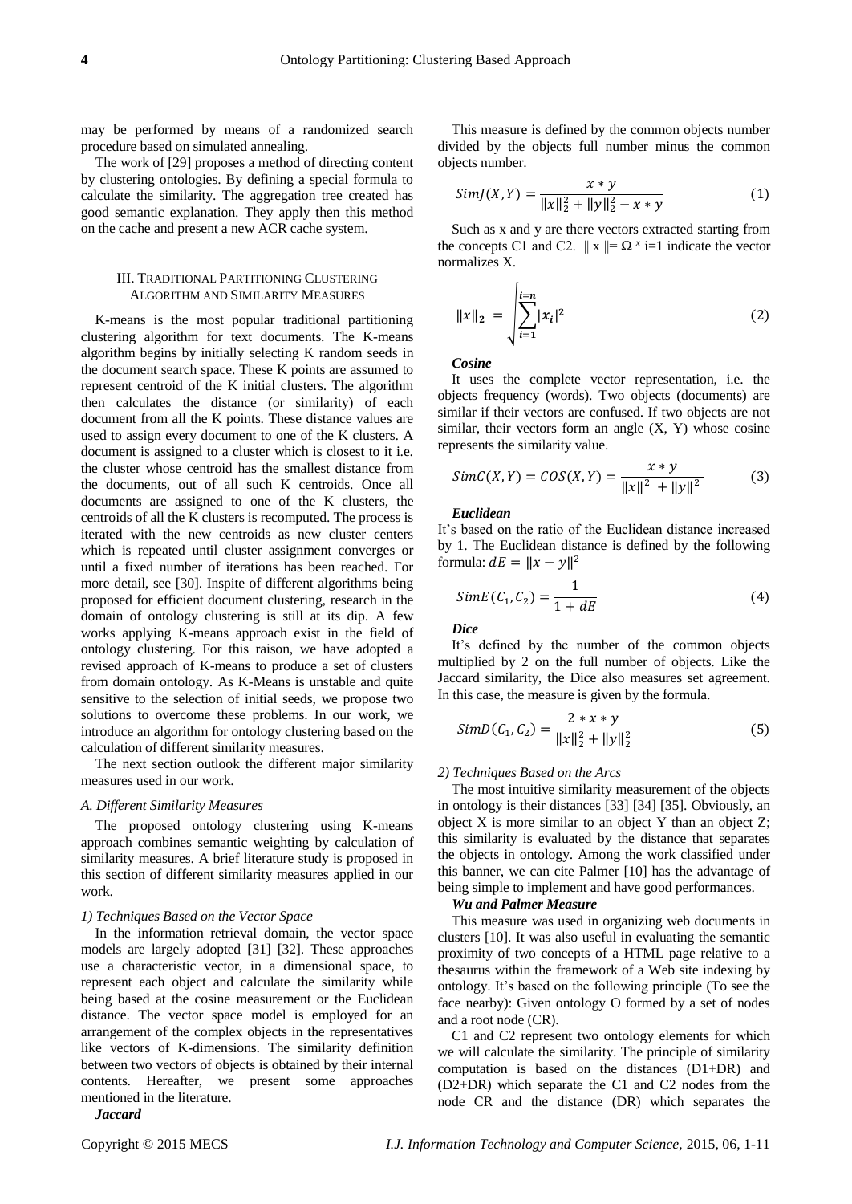may be performed by means of a randomized search procedure based on simulated annealing.

The work of [29] proposes a method of directing content by clustering ontologies. By defining a special formula to calculate the similarity. The aggregation tree created has good semantic explanation. They apply then this method on the cache and present a new ACR cache system.

## III. Traditional Partitioning Clustering Algorithm and Similarity Measures

K-means is the most popular traditional partitioning clustering algorithm for text documents. The K-means algorithm begins by initially selecting K random seeds in the document search space. These K points are assumed to represent centroid of the K initial clusters. The algorithm then calculates the distance (or similarity) of each document from all the K points. These distance values are used to assign every document to one of the K clusters. A document is assigned to a cluster which is closest to it i.e. the cluster whose centroid has the smallest distance from the documents, out of all such K centroids. Once all documents are assigned to one of the K clusters, the centroids of all the K clusters is recomputed. The process is iterated with the new centroids as new cluster centers which is repeated until cluster assignment converges or until a fixed number of iterations has been reached. For more detail, see [30]. Inspite of different algorithms being proposed for efficient document clustering, research in the domain of ontology clustering is still at its dip. A few works applying K-means approach exist in the field of ontology clustering. For this raison, we have adopted a revised approach of K-means to produce a set of clusters from domain ontology. As K-Means is unstable and quite sensitive to the selection of initial seeds, we propose two solutions to overcome these problems. In our work, we introduce an algorithm for ontology clustering based on the calculation of different similarity measures.

The next section outlook the different major similarity measures used in our work.

### A. Different Similarity Measures

The proposed ontology clustering using K-means approach combines semantic weighting by calculation of similarity measures. A brief literature study is proposed in this section of different similarity measures applied in our work.

#### 1) Techniques Based on the Vector Space

In the information retrieval domain, the vector space models are largely adopted [31] [32]. These approaches use a characteristic vector, in a dimensional space, to represent each object and calculate the similarity while being based at the cosine measurement or the Euclidean distance. The vector space model is employed for an arrangement of the complex objects in the representatives like vectors of K-dimensions. The similarity definition between two vectors of objects is obtained by their internal contents. Hereafter, we present some approaches mentioned in the literature.

***Jaccard***

This measure is defined by the common objects number divided by the objects full number minus the common objects number.

$$SimJ(X,Y) = \frac{x * y}{\|x\|_2^2 + \|y\|_2^2 - x * y} \quad (1)$$

Such as x and y are there vectors extracted starting from the concepts C1 and C2. $\| x \| = \Omega^{x}$ i=1 indicate the vector normalizes X.

$$\|x\|_2 = \sqrt{\sum_{i=1}^{i=n} |x_i|^2} \quad (2)$$

***Cosine***

It uses the complete vector representation, i.e. the objects frequency (words). Two objects (documents) are similar if their vectors are confused. If two objects are not similar, their vectors form an angle (X, Y) whose cosine represents the similarity value.

$$SimC(X,Y) = COS(X,Y) = \frac{x * y}{\|x\|^2 + \|y\|^2} \quad (3)$$

***Euclidean***

It's based on the ratio of the Euclidean distance increased by 1. The Euclidean distance is defined by the following formula: $dE = \|x - y\|^2$

$$SimE(C_1, C_2) = \frac{1}{1 + dE} \quad (4)$$

***Dice***

It's defined by the number of the common objects multiplied by 2 on the full number of objects. Like the Jaccard similarity, the Dice also measures set agreement. In this case, the measure is given by the formula.

$$SimD(C_1, C_2) = \frac{2 * x * y}{\|x\|_2^2 + \|y\|_2^2} \quad (5)$$

#### 2) Techniques Based on the Arcs

The most intuitive similarity measurement of the objects in ontology is their distances [33] [34] [35]. Obviously, an object X is more similar to an object Y than an object Z; this similarity is evaluated by the distance that separates the objects in ontology. Among the work classified under this banner, we can cite Palmer [10] has the advantage of being simple to implement and have good performances.

***Wu and Palmer Measure***

This measure was used in organizing web documents in clusters [10]. It was also useful in evaluating the semantic proximity of two concepts of a HTML page relative to a thesaurus within the framework of a Web site indexing by ontology. It's based on the following principle (To see the face nearby): Given ontology O formed by a set of nodes and a root node (CR).

C1 and C2 represent two ontology elements for which we will calculate the similarity. The principle of similarity computation is based on the distances (D1+DR) and (D2+DR) which separate the C1 and C2 nodes from the node CR and the distance (DR) which separates the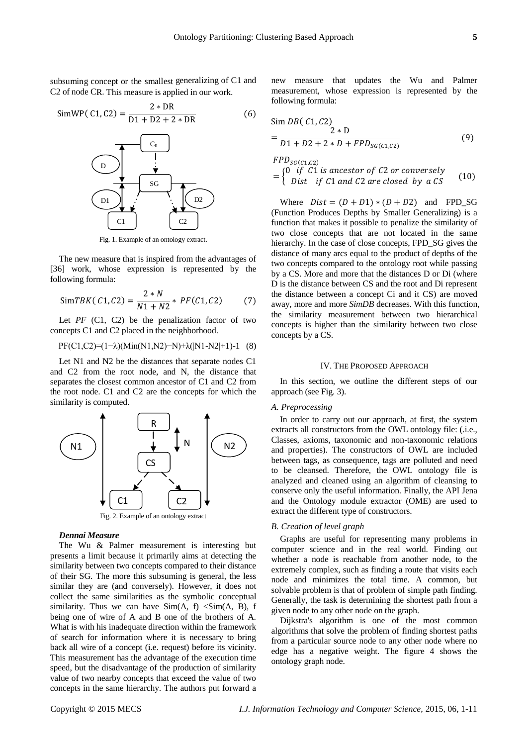subsuming concept or the smallest generalizing of C1 and C2 of node CR. This measure is applied in our work.

$$\text{SimWP}(\text{C1}, \text{C2}) = \frac{2 * \text{DR}}{\text{D1} + \text{D2} + 2 * \text{DR}} \tag{6}$$

Fig. 1. Example of an ontology extract.

The new measure that is inspired from the advantages of [36] work, whose expression is represented by the following formula:

$$\text{Sim}TBK(C1, C2) = \frac{2 * N}{N1 + N2} * PF(C1, C2) \tag{7}$$

Let *PF* (C1, C2) be the penalization factor of two concepts C1 and C2 placed in the neighborhood.

$$\text{PF(C1,C2)}=(1-\lambda)(\text{Min(N1,N2)}-\text{N})+\lambda(|\text{N1-N2}|+1)\text{-1} \tag{8}$$

Let N1 and N2 be the distances that separate nodes C1 and C2 from the root node, and N, the distance that separates the closest common ancestor of C1 and C2 from the root node. C1 and C2 are the concepts for which the similarity is computed.

Fig. 2. Example of an ontology extract

***Dennai Measure***

The Wu & Palmer measurement is interesting but presents a limit because it primarily aims at detecting the similarity between two concepts compared to their distance of their SG. The more this subsuming is general, the less similar they are (and conversely). However, it does not collect the same similarities as the symbolic conceptual similarity. Thus we can have Sim(A, f) <Sim(A, B), f being one of wire of A and B one of the brothers of A. What is with his inadequate direction within the framework of search for information where it is necessary to bring back all wire of a concept (i.e. request) before its vicinity. This measurement has the advantage of the execution time speed, but the disadvantage of the production of similarity value of two nearby concepts that exceed the value of two concepts in the same hierarchy. The authors put forward a new measure that updates the Wu and Palmer measurement, whose expression is represented by the following formula:

$$\text{Sim } DB(C1, C2) = \frac{2 * \text{D}}{D1 + D2 + 2 * D + FPD_{SG(C1,C2)}} \tag{9}$$

$$FPD_{SG(C1,C2)} = \begin{cases} 0 & if\ C1\ is\ ancestor\ of\ C2\ or\ conversely \\ Dist & if\ C1\ and\ C2\ are\ closed\ by\ a\ CS \end{cases} \tag{10}$$

Where $Dist = (D + D1) * (D + D2)$ and FPD_SG (Function Produces Depths by Smaller Generalizing) is a function that makes it possible to penalize the similarity of two close concepts that are not located in the same hierarchy. In the case of close concepts, FPD_SG gives the distance of many arcs equal to the product of depths of the two concepts compared to the ontology root while passing by a CS. More and more that the distances D or Di (where D is the distance between CS and the root and Di represent the distance between a concept Ci and it CS) are moved away, more and more *SimDB* decreases. With this function, the similarity measurement between two hierarchical concepts is higher than the similarity between two close concepts by a CS.

## IV. The Proposed Approach

In this section, we outline the different steps of our approach (see Fig. 3).

### *A. Preprocessing*

In order to carry out our approach, at first, the system extracts all constructors from the OWL ontology file: (.i.e., Classes, axioms, taxonomic and non-taxonomic relations and properties). The constructors of OWL are included between tags, as consequence, tags are polluted and need to be cleansed. Therefore, the OWL ontology file is analyzed and cleaned using an algorithm of cleansing to conserve only the useful information. Finally, the API Jena and the Ontology module extractor (OME) are used to extract the different type of constructors.

### *B. Creation of level graph*

Graphs are useful for representing many problems in computer science and in the real world. Finding out whether a node is reachable from another node, to the extremely complex, such as finding a route that visits each node and minimizes the total time. A common, but solvable problem is that of problem of simple path finding. Generally, the task is determining the shortest path from a given node to any other node on the graph.

Dijkstra's algorithm is one of the most common algorithms that solve the problem of finding shortest paths from a particular source node to any other node where no edge has a negative weight. The figure 4 shows the ontology graph node.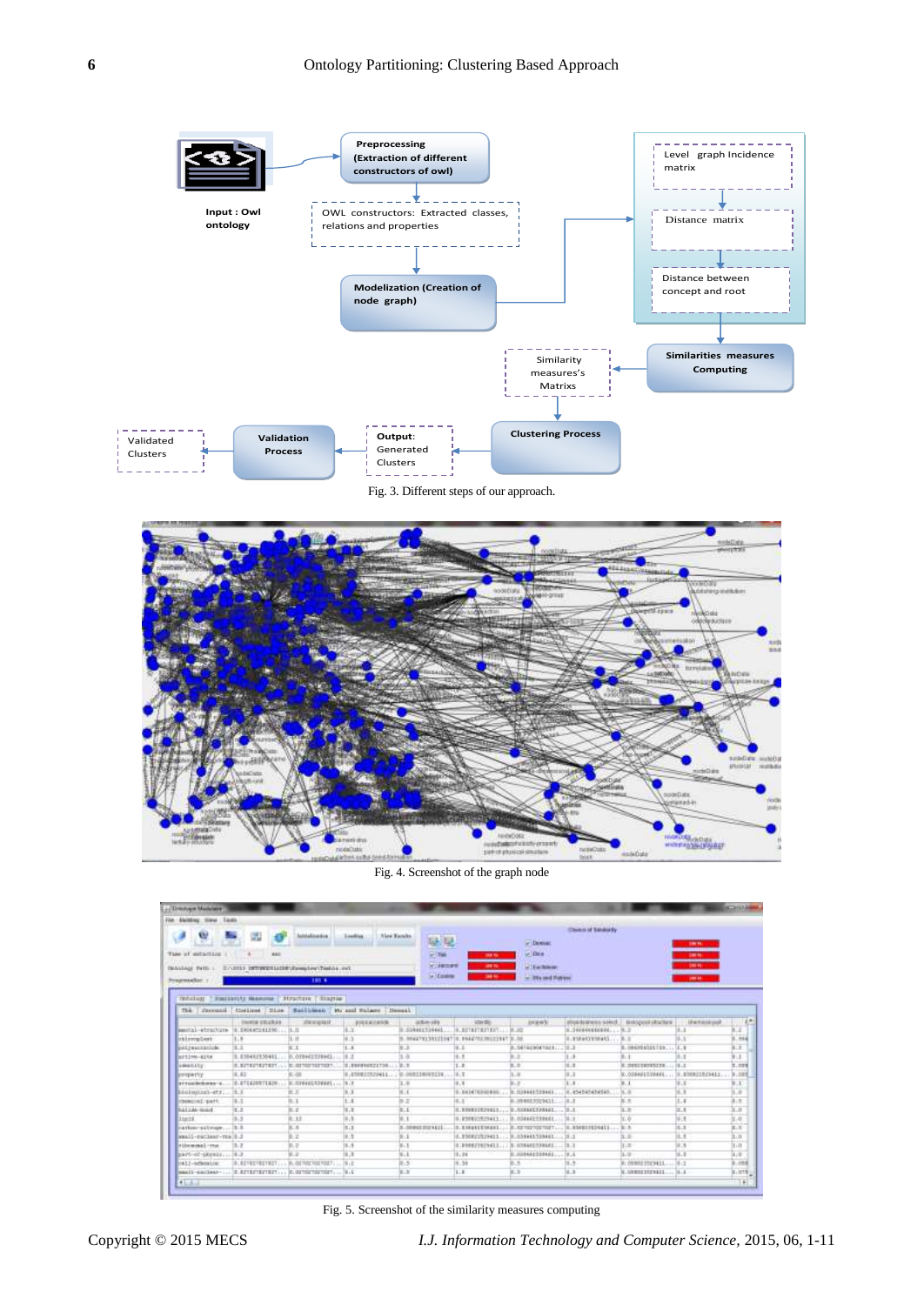Fig. 3. Different steps of our approach.

Fig. 4. Screenshot of the graph node

Fig. 5. Screenshot of the similarity measures computing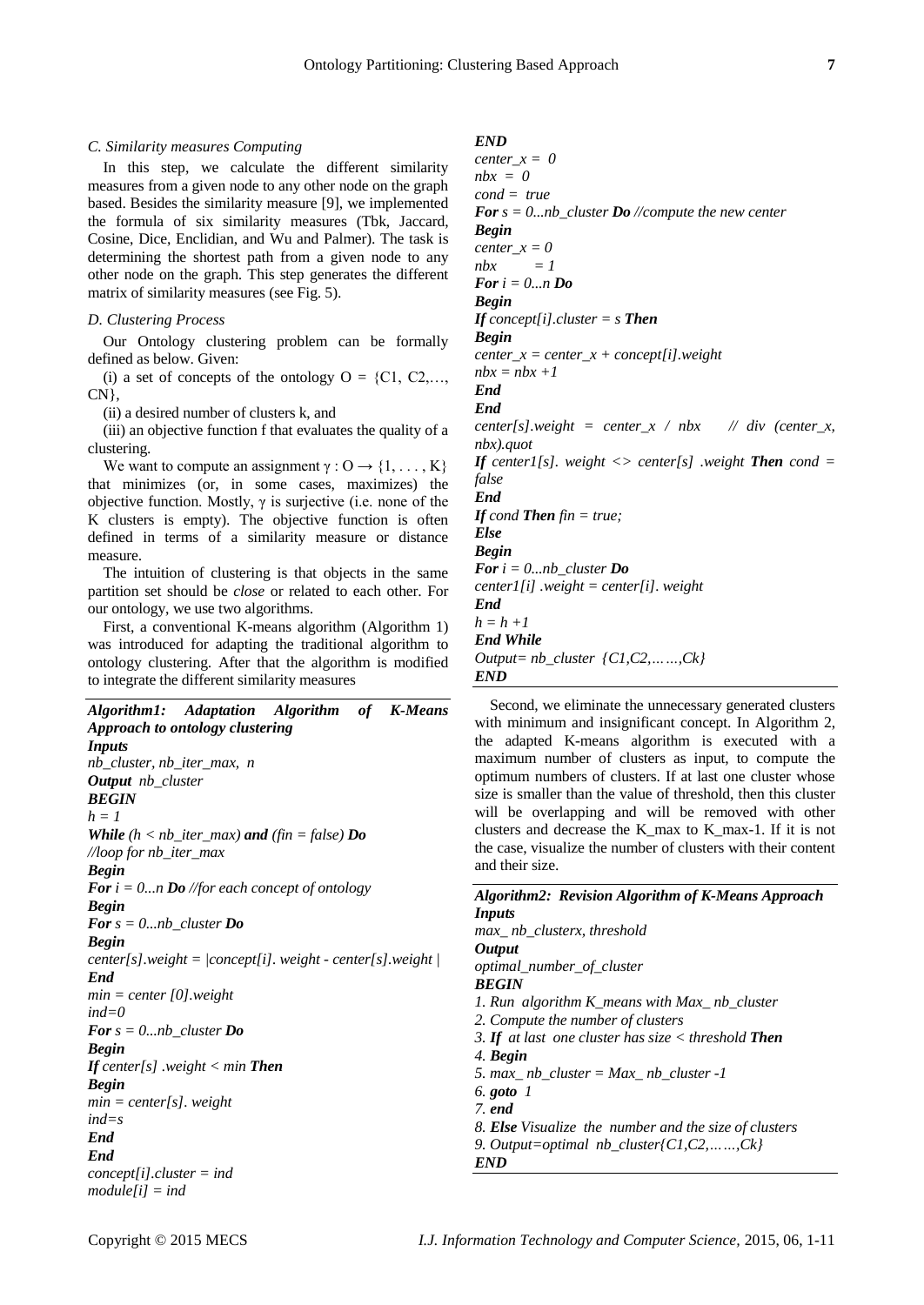### C. Similarity measures Computing

In this step, we calculate the different similarity measures from a given node to any other node on the graph based. Besides the similarity measure [9], we implemented the formula of six similarity measures (Tbk, Jaccard, Cosine, Dice, Enclidian, and Wu and Palmer). The task is determining the shortest path from a given node to any other node on the graph. This step generates the different matrix of similarity measures (see Fig. 5).

### D. Clustering Process

Our Ontology clustering problem can be formally defined as below. Given:

(i) a set of concepts of the ontology O = {C1, C2,…, CN},

(ii) a desired number of clusters k, and

(iii) an objective function f that evaluates the quality of a clustering.

We want to compute an assignment $\gamma : O \rightarrow \{1, \ldots, K\}$ that minimizes (or, in some cases, maximizes) the objective function. Mostly, $\gamma$ is surjective (i.e. none of the K clusters is empty). The objective function is often defined in terms of a similarity measure or distance measure.

The intuition of clustering is that objects in the same partition set should be *close* or related to each other. For our ontology, we use two algorithms.

First, a conventional K-means algorithm (Algorithm 1) was introduced for adapting the traditional algorithm to ontology clustering. After that the algorithm is modified to integrate the different similarity measures

**Algorithm1: Adaptation Algorithm of K-Means Approach to ontology clustering**

```
Inputs
nb_cluster, nb_iter_max, n
Output nb_cluster
BEGIN
h = 1
While (h < nb_iter_max) and (fin = false) Do
//loop for nb_iter_max
Begin
For i = 0...n Do //for each concept of ontology
Begin
For s = 0...nb_cluster Do
Begin
center[s].weight = |concept[i]. weight - center[s].weight |
End
min = center [0].weight
ind=0
For s = 0...nb_cluster Do
Begin
If center[s] .weight < min Then
Begin
min = center[s]. weight
ind=s
End
End
concept[i].cluster = ind
module[i] = ind
END
center_x = 0
nbx = 0
cond = true
For s = 0...nb_cluster Do //compute the new center
Begin
center_x = 0
nbx      = 1
For i = 0...n Do
Begin
If concept[i].cluster = s Then
Begin
center_x = center_x + concept[i].weight
nbx = nbx +1
End
End
center[s].weight = center_x / nbx     // div (center_x, nbx).quot
If center1[s]. weight <> center[s] .weight Then cond = false
End
If cond Then fin = true;
Else
Begin
For i = 0...nb_cluster Do
center1[i] .weight = center[i]. weight
End
h = h +1
End While
Output= nb_cluster {C1,C2,……,Ck}
END
```

Second, we eliminate the unnecessary generated clusters with minimum and insignificant concept. In Algorithm 2, the adapted K-means algorithm is executed with a maximum number of clusters as input, to compute the optimum numbers of clusters. If at last one cluster whose size is smaller than the value of threshold, then this cluster will be overlapping and will be removed with other clusters and decrease the K_max to K_max-1. If it is not the case, visualize the number of clusters with their content and their size.

**Algorithm2: Revision Algorithm of K-Means Approach**

```
Inputs
max_ nb_clusterx, threshold
Output
optimal_number_of_cluster
BEGIN
1. Run  algorithm K_means with Max_ nb_cluster
2. Compute the number of clusters
3. If  at last  one cluster has size < threshold Then
4. Begin
5. max_ nb_cluster = Max_ nb_cluster -1
6. goto  1
7. end
8. Else Visualize  the  number and the size of clusters
9. Output=optimal  nb_cluster{C1,C2,……,Ck}
END
```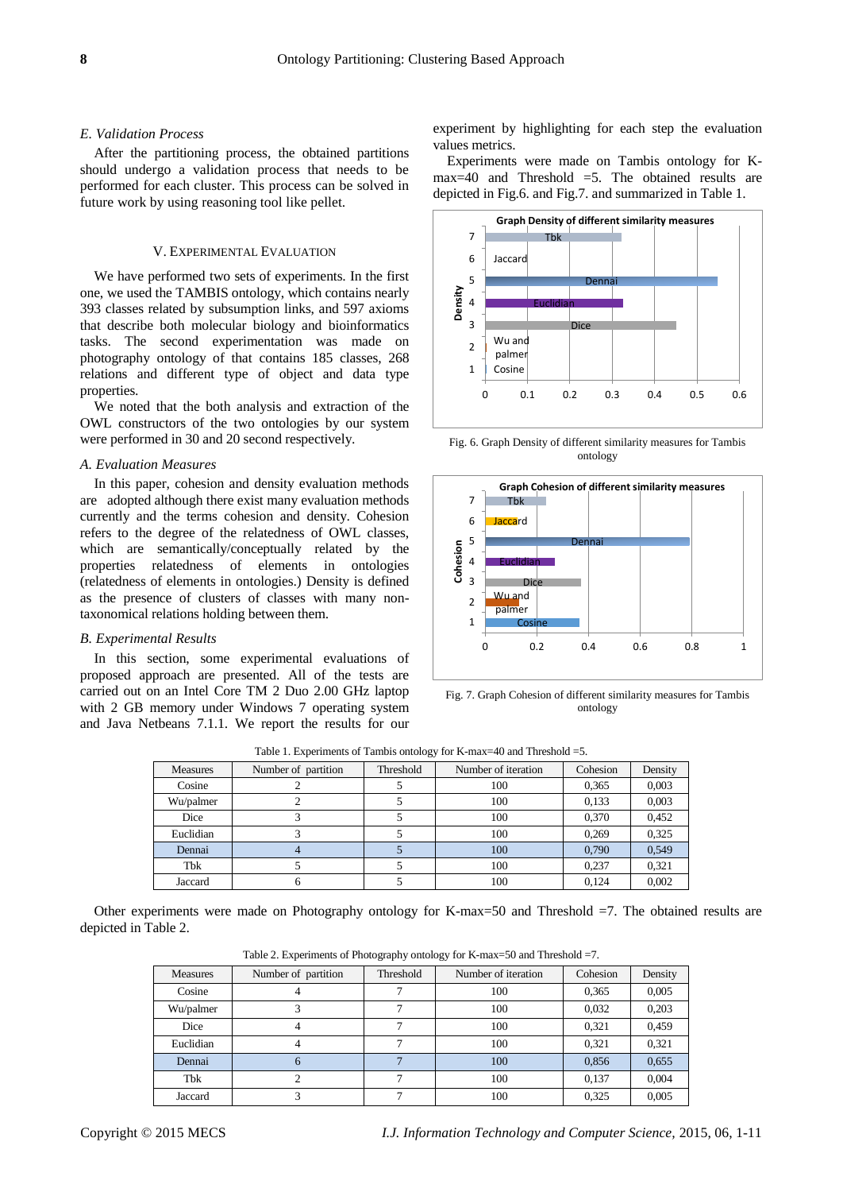### E. Validation Process

After the partitioning process, the obtained partitions should undergo a validation process that needs to be performed for each cluster. This process can be solved in future work by using reasoning tool like pellet.

## V. Experimental Evaluation

We have performed two sets of experiments. In the first one, we used the TAMBIS ontology, which contains nearly 393 classes related by subsumption links, and 597 axioms that describe both molecular biology and bioinformatics tasks. The second experimentation was made on photography ontology of that contains 185 classes, 268 relations and different type of object and data type properties.

We noted that the both analysis and extraction of the OWL constructors of the two ontologies by our system were performed in 30 and 20 second respectively.

### A. Evaluation Measures

In this paper, cohesion and density evaluation methods are adopted although there exist many evaluation methods currently and the terms cohesion and density. Cohesion refers to the degree of the relatedness of OWL classes, which are semantically/conceptually related by the properties relatedness of elements in ontologies (relatedness of elements in ontologies.) Density is defined as the presence of clusters of classes with many non-taxonomical relations holding between them.

### B. Experimental Results

In this section, some experimental evaluations of proposed approach are presented. All of the tests are carried out on an Intel Core TM 2 Duo 2.00 GHz laptop with 2 GB memory under Windows 7 operating system and Java Netbeans 7.1.1. We report the results for our experiment by highlighting for each step the evaluation values metrics.

Experiments were made on Tambis ontology for K-max=40 and Threshold =5. The obtained results are depicted in Fig.6. and Fig.7. and summarized in Table 1.

Fig. 6. Graph Density of different similarity measures for Tambis ontology

Fig. 7. Graph Cohesion of different similarity measures for Tambis ontology

Table 1. Experiments of Tambis ontology for K-max=40 and Threshold =5.

| Measures | Number of partition | Threshold | Number of iteration | Cohesion | Density |
|---|---|---|---|---|---|
| Cosine | 2 | 5 | 100 | 0,365 | 0,003 |
| Wu/palmer | 2 | 5 | 100 | 0,133 | 0,003 |
| Dice | 3 | 5 | 100 | 0,370 | 0,452 |
| Euclidian | 3 | 5 | 100 | 0,269 | 0,325 |
| Dennai | 4 | 5 | 100 | 0,790 | 0,549 |
| Tbk | 5 | 5 | 100 | 0,237 | 0,321 |
| Jaccard | 6 | 5 | 100 | 0,124 | 0,002 |

Other experiments were made on Photography ontology for K-max=50 and Threshold =7. The obtained results are depicted in Table 2.

Table 2. Experiments of Photography ontology for K-max=50 and Threshold =7.

| Measures | Number of partition | Threshold | Number of iteration | Cohesion | Density |
|---|---|---|---|---|---|
| Cosine | 4 | 7 | 100 | 0,365 | 0,005 |
| Wu/palmer | 3 | 7 | 100 | 0,032 | 0,203 |
| Dice | 4 | 7 | 100 | 0,321 | 0,459 |
| Euclidian | 4 | 7 | 100 | 0,321 | 0,321 |
| Dennai | 6 | 7 | 100 | 0,856 | 0,655 |
| Tbk | 2 | 7 | 100 | 0,137 | 0,004 |
| Jaccard | 3 | 7 | 100 | 0,325 | 0,005 |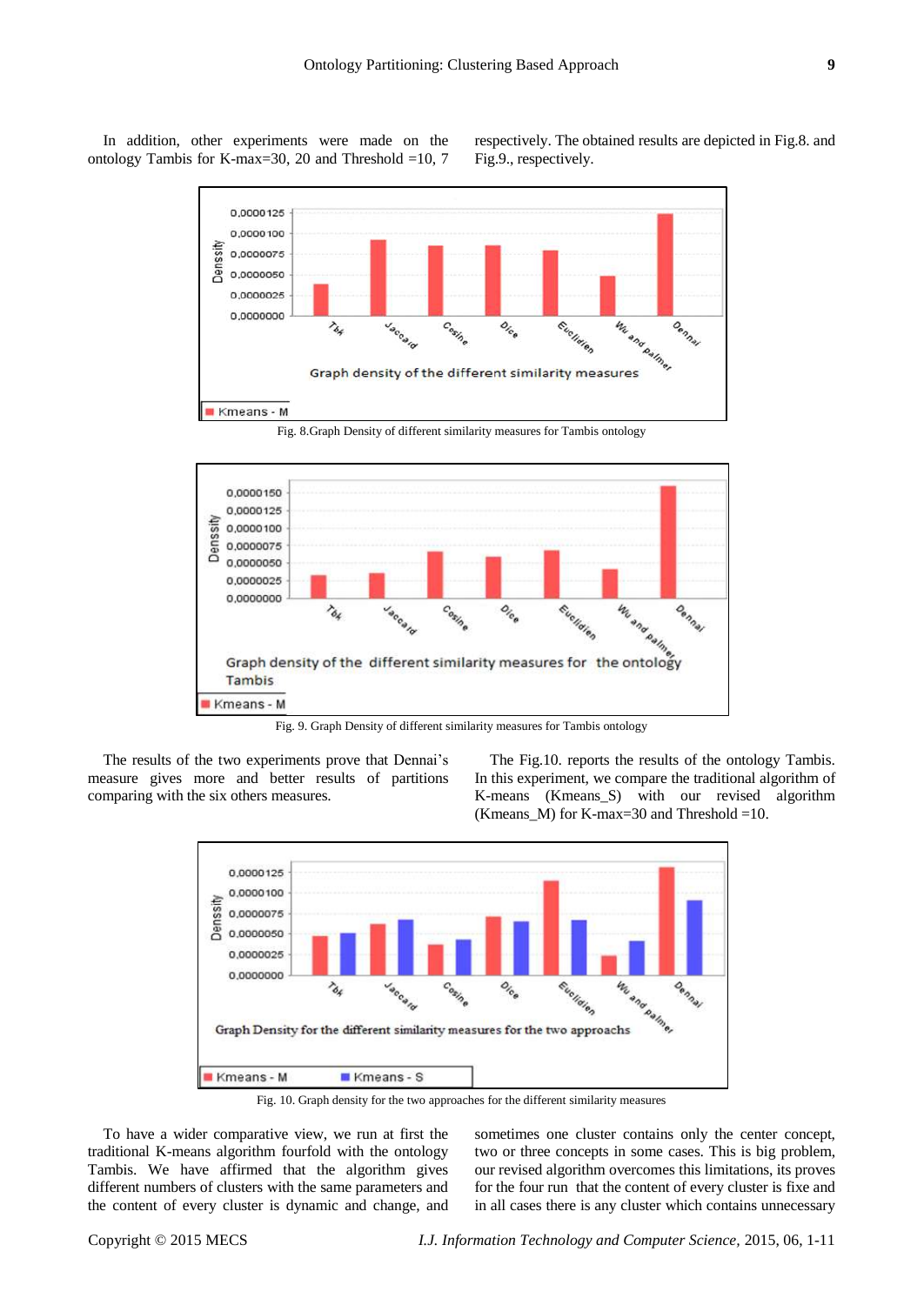In addition, other experiments were made on the ontology Tambis for K-max=30, 20 and Threshold =10, 7 respectively. The obtained results are depicted in Fig.8. and Fig.9., respectively.

Fig. 8.Graph Density of different similarity measures for Tambis ontology

Fig. 9. Graph Density of different similarity measures for Tambis ontology

The results of the two experiments prove that Dennai's measure gives more and better results of partitions comparing with the six others measures.

The Fig.10. reports the results of the ontology Tambis. In this experiment, we compare the traditional algorithm of K-means (Kmeans_S) with our revised algorithm (Kmeans_M) for K-max=30 and Threshold =10.

Fig. 10. Graph density for the two approaches for the different similarity measures

To have a wider comparative view, we run at first the traditional K-means algorithm fourfold with the ontology Tambis. We have affirmed that the algorithm gives different numbers of clusters with the same parameters and the content of every cluster is dynamic and change, and sometimes one cluster contains only the center concept, two or three concepts in some cases. This is big problem, our revised algorithm overcomes this limitations, its proves for the four run that the content of every cluster is fixe and in all cases there is any cluster which contains unnecessary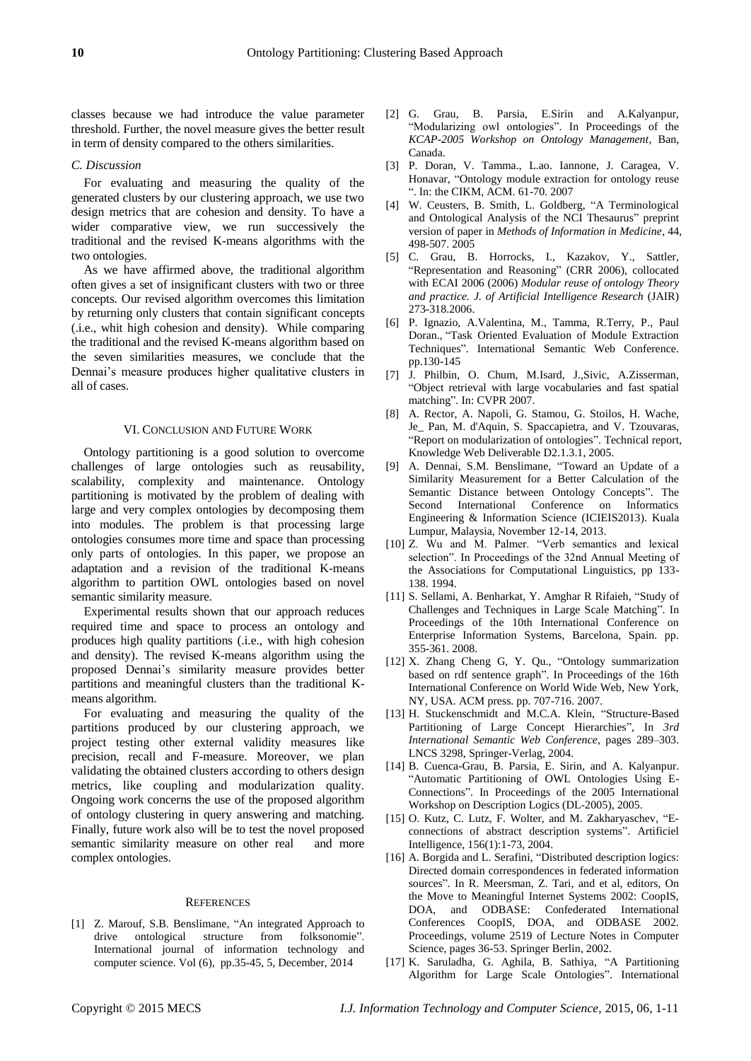classes because we had introduce the value parameter threshold. Further, the novel measure gives the better result in term of density compared to the others similarities.

### *C. Discussion*

For evaluating and measuring the quality of the generated clusters by our clustering approach, we use two design metrics that are cohesion and density. To have a wider comparative view, we run successively the traditional and the revised K-means algorithms with the two ontologies.

As we have affirmed above, the traditional algorithm often gives a set of insignificant clusters with two or three concepts. Our revised algorithm overcomes this limitation by returning only clusters that contain significant concepts (.i.e., whit high cohesion and density). While comparing the traditional and the revised K-means algorithm based on the seven similarities measures, we conclude that the Dennai's measure produces higher qualitative clusters in all of cases.

## VI. Conclusion and Future Work

Ontology partitioning is a good solution to overcome challenges of large ontologies such as reusability, scalability, complexity and maintenance. Ontology partitioning is motivated by the problem of dealing with large and very complex ontologies by decomposing them into modules. The problem is that processing large ontologies consumes more time and space than processing only parts of ontologies. In this paper, we propose an adaptation and a revision of the traditional K-means algorithm to partition OWL ontologies based on novel semantic similarity measure.

Experimental results shown that our approach reduces required time and space to process an ontology and produces high quality partitions (.i.e., with high cohesion and density). The revised K-means algorithm using the proposed Dennai's similarity measure provides better partitions and meaningful clusters than the traditional K-means algorithm.

For evaluating and measuring the quality of the partitions produced by our clustering approach, we project testing other external validity measures like precision, recall and F-measure. Moreover, we plan validating the obtained clusters according to others design metrics, like coupling and modularization quality. Ongoing work concerns the use of the proposed algorithm of ontology clustering in query answering and matching. Finally, future work also will be to test the novel proposed semantic similarity measure on other real and more complex ontologies.

## References

[1] Z. Marouf, S.B. Benslimane, "An integrated Approach to drive ontological structure from folksonomie". International journal of information technology and computer science. Vol (6), pp.35-45, 5, December, 2014

[2] G. Grau, B. Parsia, E.Sirin and A.Kalyanpur, "Modularizing owl ontologies". In Proceedings of the *KCAP-2005 Workshop on Ontology Management*, Ban, Canada.

[3] P. Doran, V. Tamma., L.ao. Iannone, J. Caragea, V. Honavar, "Ontology module extraction for ontology reuse ". In: the CIKM, ACM. 61-70. 2007

[4] W. Ceusters, B. Smith, L. Goldberg, "A Terminological and Ontological Analysis of the NCI Thesaurus" preprint version of paper in *Methods of Information in Medicine*, 44, 498-507. 2005

[5] C. Grau, B. Horrocks, I., Kazakov, Y., Sattler, "Representation and Reasoning" (CRR 2006), collocated with ECAI 2006 (2006) *Modular reuse of ontology Theory and practice. J. of Artificial Intelligence Research* (JAIR) 273-318.2006.

[6] P. Ignazio, A.Valentina, M., Tamma, R.Terry, P., Paul Doran., "Task Oriented Evaluation of Module Extraction Techniques". International Semantic Web Conference. pp.130-145

[7] J. Philbin, O. Chum, M.Isard, J.,Sivic, A.Zisserman, "Object retrieval with large vocabularies and fast spatial matching". In: CVPR 2007.

[8] A. Rector, A. Napoli, G. Stamou, G. Stoilos, H. Wache, Je_ Pan, M. d'Aquin, S. Spaccapietra, and V. Tzouvaras, "Report on modularization of ontologies". Technical report, Knowledge Web Deliverable D2.1.3.1, 2005.

[9] A. Dennai, S.M. Benslimane, "Toward an Update of a Similarity Measurement for a Better Calculation of the Semantic Distance between Ontology Concepts". The Second International Conference on Informatics Engineering & Information Science (ICIEIS2013). Kuala Lumpur, Malaysia, November 12-14, 2013.

[10] Z. Wu and M. Palmer. "Verb semantics and lexical selection". In Proceedings of the 32nd Annual Meeting of the Associations for Computational Linguistics, pp 133-138. 1994.

[11] S. Sellami, A. Benharkat, Y. Amghar R Rifaieh, "Study of Challenges and Techniques in Large Scale Matching". In Proceedings of the 10th International Conference on Enterprise Information Systems, Barcelona, Spain. pp. 355-361. 2008.

[12] X. Zhang Cheng G, Y. Qu., "Ontology summarization based on rdf sentence graph". In Proceedings of the 16th International Conference on World Wide Web, New York, NY, USA. ACM press. pp. 707-716. 2007.

[13] H. Stuckenschmidt and M.C.A. Klein, "Structure-Based Partitioning of Large Concept Hierarchies", In *3rd International Semantic Web Conference*, pages 289–303. LNCS 3298, Springer-Verlag, 2004.

[14] B. Cuenca-Grau, B. Parsia, E. Sirin, and A. Kalyanpur. "Automatic Partitioning of OWL Ontologies Using E-Connections". In Proceedings of the 2005 International Workshop on Description Logics (DL-2005), 2005.

[15] O. Kutz, C. Lutz, F. Wolter, and M. Zakharyaschev, "E-connections of abstract description systems". Artificiel Intelligence, 156(1):1-73, 2004.

[16] A. Borgida and L. Serafini, "Distributed description logics: Directed domain correspondences in federated information sources". In R. Meersman, Z. Tari, and et al, editors, On the Move to Meaningful Internet Systems 2002: CoopIS, DOA, and ODBASE: Confederated International Conferences CoopIS, DOA, and ODBASE 2002. Proceedings, volume 2519 of Lecture Notes in Computer Science, pages 36-53. Springer Berlin, 2002.

[17] K. Saruladha, G. Aghila, B. Sathiya, "A Partitioning Algorithm for Large Scale Ontologies". International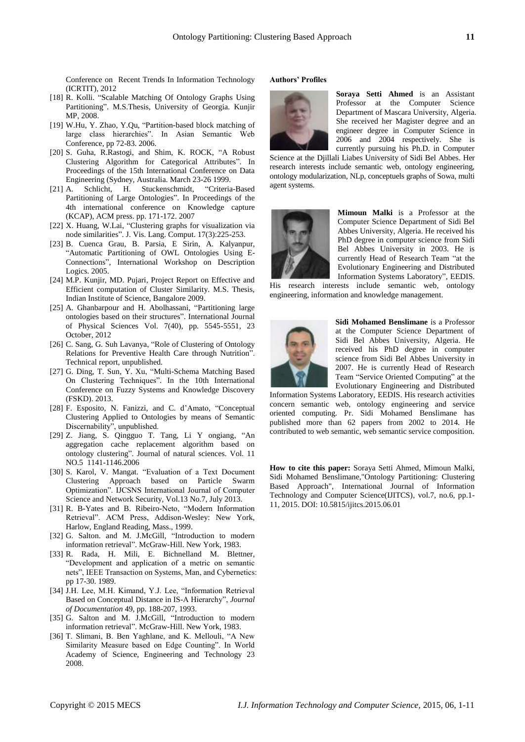Conference on Recent Trends In Information Technology (ICRTIT), 2012

[18] R. Kolli. "Scalable Matching Of Ontology Graphs Using Partitioning". M.S.Thesis, University of Georgia. Kunjir MP, 2008.

[19] W.Hu, Y. Zhao, Y.Qu, "Partition-based block matching of large class hierarchies". In Asian Semantic Web Conference, pp 72-83. 2006.

[20] S. Guha, R.Rastogi, and Shim, K. ROCK, "A Robust Clustering Algorithm for Categorical Attributes". In Proceedings of the 15th International Conference on Data Engineering (Sydney, Australia. March 23-26 1999.

[21] A. Schlicht, H. Stuckenschmidt, "Criteria-Based Partitioning of Large Ontologies". In Proceedings of the 4th international conference on Knowledge capture (KCAP), ACM press. pp. 171-172. 2007

[22] X. Huang, W.Lai, "Clustering graphs for visualization via node similarities". J. Vis. Lang. Comput. 17(3):225-253.

[23] B. Cuenca Grau, B. Parsia, E Sirin, A. Kalyanpur, "Automatic Partitioning of OWL Ontologies Using E-Connections", International Workshop on Description Logics. 2005.

[24] M.P. Kunjir, MD. Pujari, Project Report on Effective and Efficient computation of Cluster Similarity. M.S. Thesis, Indian Institute of Science, Bangalore 2009.

[25] A. Ghanbarpour and H. Abolhassani, "Partitioning large ontologies based on their structures". International Journal of Physical Sciences Vol. 7(40), pp. 5545-5551, 23 October, 2012

[26] C. Sang, G. Suh Lavanya, "Role of Clustering of Ontology Relations for Preventive Health Care through Nutrition". Technical report, unpublished.

[27] G. Ding, T. Sun, Y. Xu, "Multi-Schema Matching Based On Clustering Techniques". In the 10th International Conference on Fuzzy Systems and Knowledge Discovery (FSKD). 2013.

[28] F. Esposito, N. Fanizzi, and C. d'Amato, "Conceptual Clustering Applied to Ontologies by means of Semantic Discernability", unpublished.

[29] Z. Jiang, S. Qingguo T. Tang, Li Y ongiang, "An aggregation cache replacement algorithm based on ontology clustering". Journal of natural sciences. Vol. 11 NO.5 1141-1146.2006

[30] S. Karol, V. Mangat. "Evaluation of a Text Document Clustering Approach based on Particle Swarm Optimization". IJCSNS International Journal of Computer Science and Network Security, Vol.13 No.7, July 2013.

[31] R. B-Yates and B. Ribeiro-Neto, "Modern Information Retrieval". ACM Press, Addison-Wesley: New York, Harlow, England Reading, Mass., 1999.

[32] G. Salton. and M. J.McGill, "Introduction to modern information retrieval". McGraw-Hill. New York, 1983.

[33] R. Rada, H. Mili, E. Bichnelland M. Blettner, "Development and application of a metric on semantic nets", IEEE Transaction on Systems, Man, and Cybernetics: pp 17-30. 1989.

[34] J.H. Lee, M.H. Kimand, Y.J. Lee, "Information Retrieval Based on Conceptual Distance in IS-A Hierarchy", *Journal of Documentation* 49, pp. 188-207, 1993.

[35] G. Salton and M. J.McGill, "Introduction to modern information retrieval". McGraw-Hill. New York, 1983.

[36] T. Slimani, B. Ben Yaghlane, and K. Mellouli, "A New Similarity Measure based on Edge Counting". In World Academy of Science, Engineering and Technology 23 2008.

**Authors' Profiles**

**Soraya Setti Ahmed** is an Assistant Professor at the Computer Science Department of Mascara University, Algeria. She received her Magister degree and an engineer degree in Computer Science in 2006 and 2004 respectively. She is currently pursuing his Ph.D. in Computer Science at the Djillali Liabes University of Sidi Bel Abbes. Her research interests include semantic web, ontology engineering, ontology modularization, NLp, conceptuels graphs of Sowa, multi agent systems.

**Mimoun Malki** is a Professor at the Computer Science Department of Sidi Bel Abbes University, Algeria. He received his PhD degree in computer science from Sidi Bel Abbes University in 2003. He is currently Head of Research Team "at the Evolutionary Engineering and Distributed Information Systems Laboratory", EEDIS. His research interests include semantic web, ontology engineering, information and knowledge management.

**Sidi Mohamed Benslimane** is a Professor at the Computer Science Department of Sidi Bel Abbes University, Algeria. He received his PhD degree in computer science from Sidi Bel Abbes University in 2007. He is currently Head of Research Team "Service Oriented Computing" at the Evolutionary Engineering and Distributed Information Systems Laboratory, EEDIS. His research activities concern semantic web, ontology engineering and service oriented computing. Pr. Sidi Mohamed Benslimane has published more than 62 papers from 2002 to 2014. He contributed to web semantic, web semantic service composition.

**How to cite this paper:** Soraya Setti Ahmed, Mimoun Malki, Sidi Mohamed Benslimane,"Ontology Partitioning: Clustering Based Approach", International Journal of Information Technology and Computer Science(IJITCS), vol.7, no.6, pp.1-11, 2015. DOI: 10.5815/ijitcs.2015.06.01